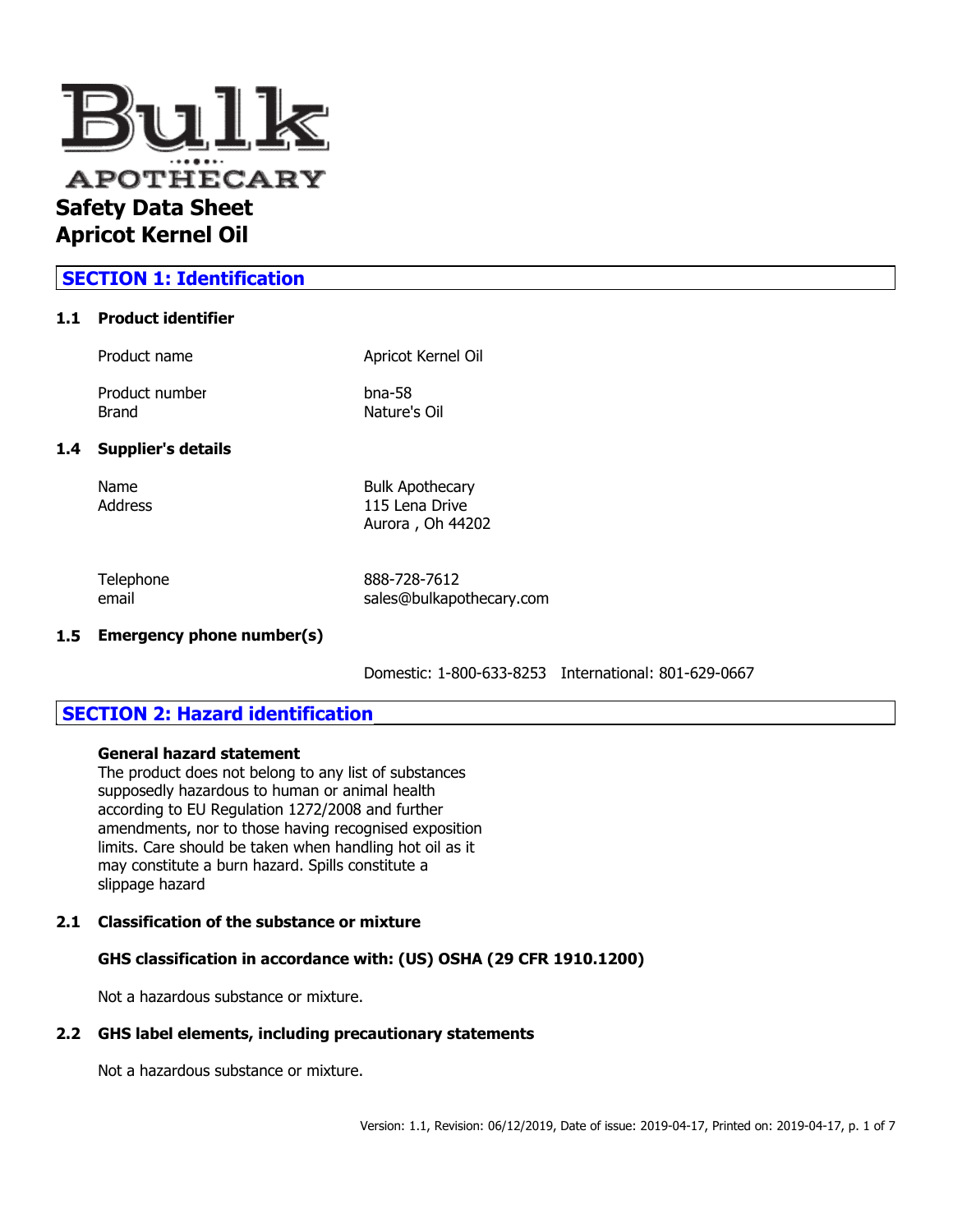Bulk

APOTHECARY

# Safety Data Sheet
# Apricot Kernel Oil

## SECTION 1: Identification

### 1.1 Product identifier

| | |
|---|---|
| Product name | Apricot Kernel Oil |
| Product number | bna-58 |
| Brand | Nature's Oil |

### 1.4 Supplier's details

| | |
|---|---|
| Name | Bulk Apothecary |
| Address | 115 Lena Drive<br>Aurora , Oh 44202 |
| Telephone | 888-728-7612 |
| email | sales@bulkapothecary.com |

### 1.5 Emergency phone number(s)

Domestic: 1-800-633-8253 International: 801-629-0667

## SECTION 2: Hazard identification

**General hazard statement**

The product does not belong to any list of substances supposedly hazardous to human or animal health according to EU Regulation 1272/2008 and further amendments, nor to those having recognised exposition limits. Care should be taken when handling hot oil as it may constitute a burn hazard. Spills constitute a slippage hazard

### 2.1 Classification of the substance or mixture

**GHS classification in accordance with: (US) OSHA (29 CFR 1910.1200)**

Not a hazardous substance or mixture.

### 2.2 GHS label elements, including precautionary statements

Not a hazardous substance or mixture.

Version: 1.1, Revision: 06/12/2019, Date of issue: 2019-04-17, Printed on: 2019-04-17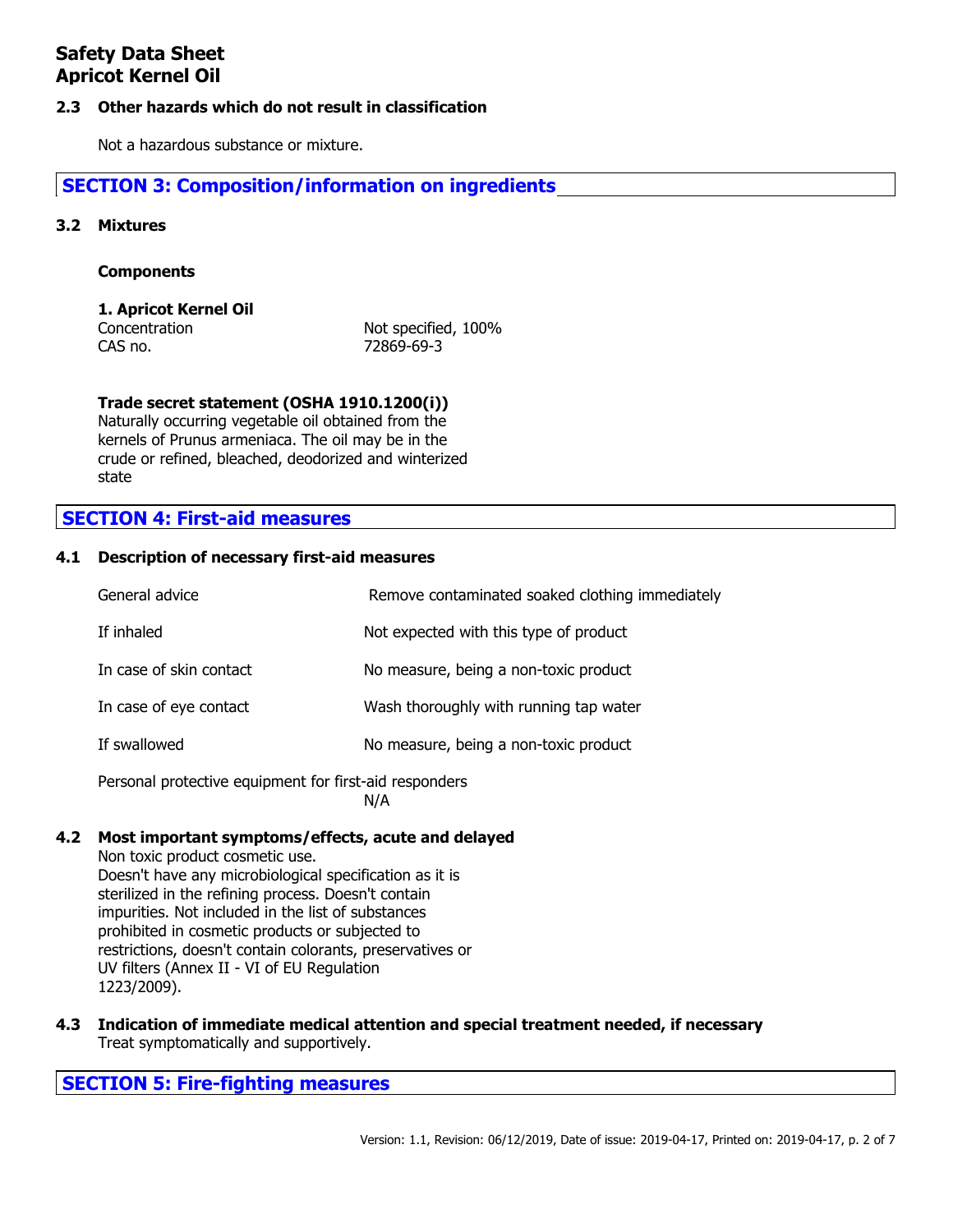## 2.3 Other hazards which do not result in classification

Not a hazardous substance or mixture.

## SECTION 3: Composition/information on ingredients

### 3.2 Mixtures

**Components**

**1. Apricot Kernel Oil**

| | |
|---|---|
| Concentration | Not specified, 100% |
| CAS no. | 72869-69-3 |

**Trade secret statement (OSHA 1910.1200(i))**
Naturally occurring vegetable oil obtained from the kernels of Prunus armeniaca. The oil may be in the crude or refined, bleached, deodorized and winterized state

## SECTION 4: First-aid measures

### 4.1 Description of necessary first-aid measures

| | |
|---|---|
| General advice | Remove contaminated soaked clothing immediately |
| If inhaled | Not expected with this type of product |
| In case of skin contact | No measure, being a non-toxic product |
| In case of eye contact | Wash thoroughly with running tap water |
| If swallowed | No measure, being a non-toxic product |

Personal protective equipment for first-aid responders
N/A

### 4.2 Most important symptoms/effects, acute and delayed

Non toxic product cosmetic use.
Doesn't have any microbiological specification as it is sterilized in the refining process. Doesn't contain impurities. Not included in the list of substances prohibited in cosmetic products or subjected to restrictions, doesn't contain colorants, preservatives or UV filters (Annex II - VI of EU Regulation 1223/2009).

### 4.3 Indication of immediate medical attention and special treatment needed, if necessary

Treat symptomatically and supportively.

## SECTION 5: Fire-fighting measures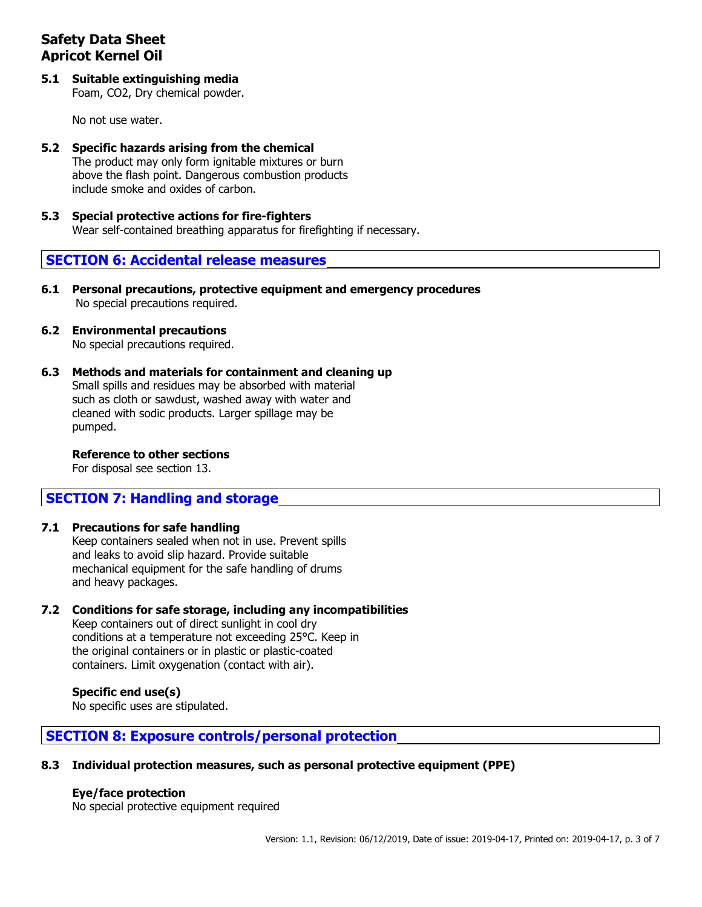**5.1 Suitable extinguishing media**
Foam, $CO_2$, Dry chemical powder.

No not use water.

**5.2 Specific hazards arising from the chemical**
The product may only form ignitable mixtures or burn above the flash point. Dangerous combustion products include smoke and oxides of carbon.

**5.3 Special protective actions for fire-fighters**
Wear self-contained breathing apparatus for firefighting if necessary.

## SECTION 6: Accidental release measures

**6.1 Personal precautions, protective equipment and emergency procedures**
No special precautions required.

**6.2 Environmental precautions**
No special precautions required.

**6.3 Methods and materials for containment and cleaning up**
Small spills and residues may be absorbed with material such as cloth or sawdust, washed away with water and cleaned with sodic products. Larger spillage may be pumped.

**Reference to other sections**
For disposal see section 13.

## SECTION 7: Handling and storage

**7.1 Precautions for safe handling**
Keep containers sealed when not in use. Prevent spills and leaks to avoid slip hazard. Provide suitable mechanical equipment for the safe handling of drums and heavy packages.

**7.2 Conditions for safe storage, including any incompatibilities**
Keep containers out of direct sunlight in cool dry conditions at a temperature not exceeding 25°C. Keep in the original containers or in plastic or plastic-coated containers. Limit oxygenation (contact with air).

**Specific end use(s)**
No specific uses are stipulated.

## SECTION 8: Exposure controls/personal protection

**8.3 Individual protection measures, such as personal protective equipment (PPE)**

**Eye/face protection**
No special protective equipment required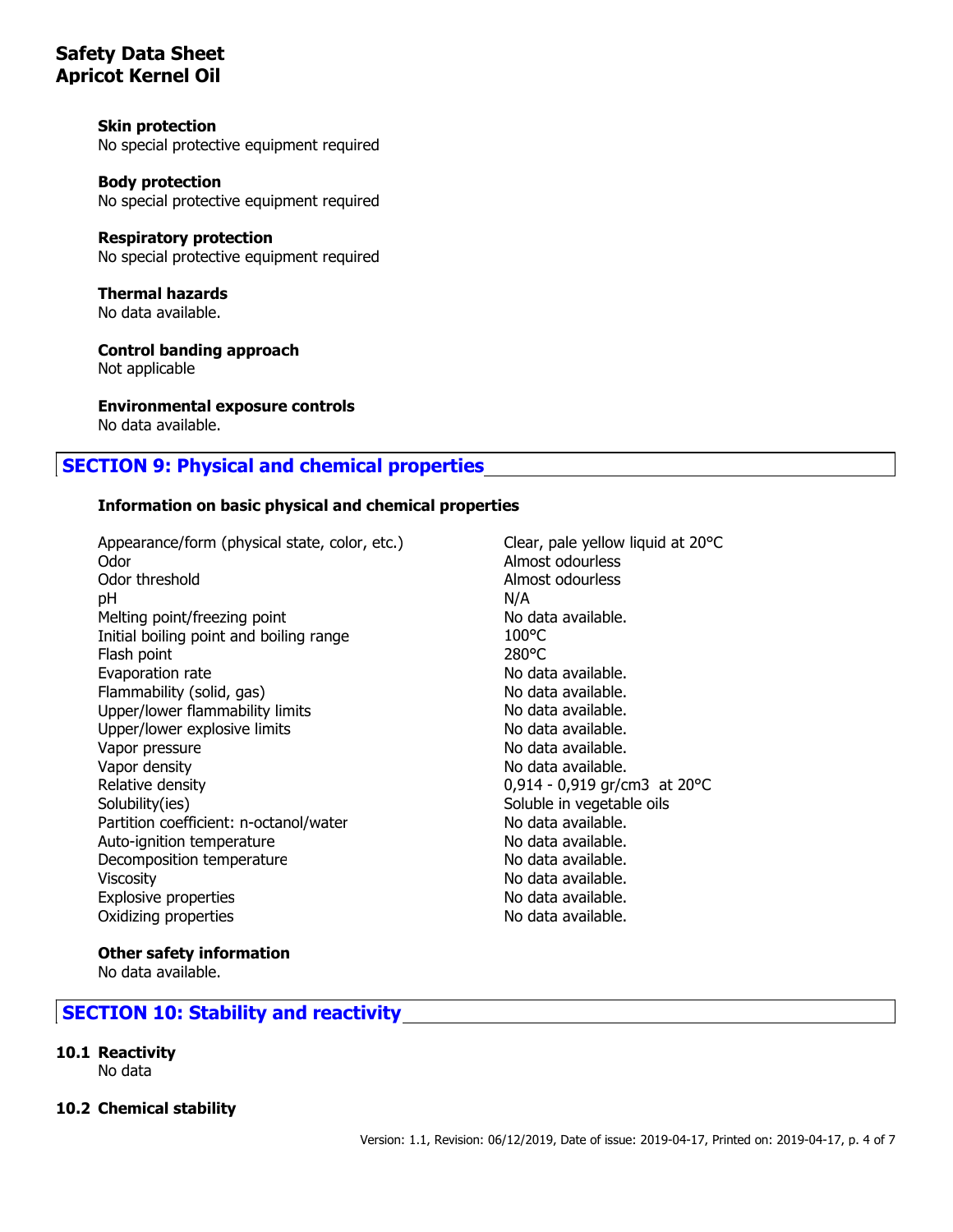**Skin protection**
No special protective equipment required

**Body protection**
No special protective equipment required

**Respiratory protection**
No special protective equipment required

**Thermal hazards**
No data available.

**Control banding approach**
Not applicable

**Environmental exposure controls**
No data available.

## SECTION 9: Physical and chemical properties

**Information on basic physical and chemical properties**

| Property | Value |
|---|---|
| Appearance/form (physical state, color, etc.) | Clear, pale yellow liquid at 20°C |
| Odor | Almost odourless |
| Odor threshold | Almost odourless |
| pH | N/A |
| Melting point/freezing point | No data available. |
| Initial boiling point and boiling range | 100°C |
| Flash point | 280°C |
| Evaporation rate | No data available. |
| Flammability (solid, gas) | No data available. |
| Upper/lower flammability limits | No data available. |
| Upper/lower explosive limits | No data available. |
| Vapor pressure | No data available. |
| Vapor density | No data available. |
| Relative density | 0,914 - 0,919 gr/cm3 at 20°C |
| Solubility(ies) | Soluble in vegetable oils |
| Partition coefficient: n-octanol/water | No data available. |
| Auto-ignition temperature | No data available. |
| Decomposition temperature | No data available. |
| Viscosity | No data available. |
| Explosive properties | No data available. |
| Oxidizing properties | No data available. |

**Other safety information**
No data available.

## SECTION 10: Stability and reactivity

**10.1 Reactivity**
No data

**10.2 Chemical stability**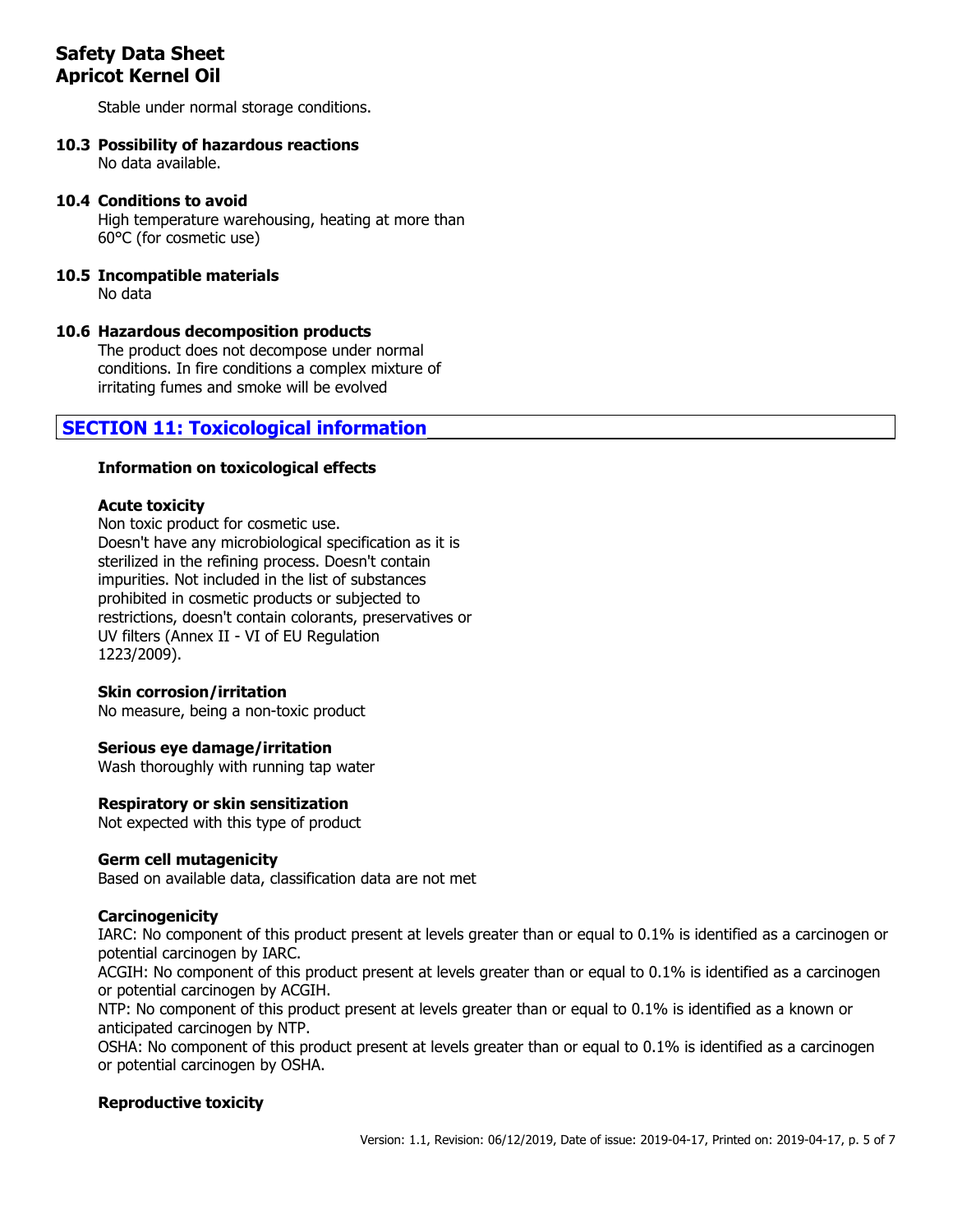Stable under normal storage conditions.

### 10.3 Possibility of hazardous reactions

No data available.

### 10.4 Conditions to avoid

High temperature warehousing, heating at more than 60°C (for cosmetic use)

### 10.5 Incompatible materials

No data

### 10.6 Hazardous decomposition products

The product does not decompose under normal conditions. In fire conditions a complex mixture of irritating fumes and smoke will be evolved

## SECTION 11: Toxicological information

**Information on toxicological effects**

**Acute toxicity**

Non toxic product for cosmetic use.
Doesn't have any microbiological specification as it is sterilized in the refining process. Doesn't contain impurities. Not included in the list of substances prohibited in cosmetic products or subjected to restrictions, doesn't contain colorants, preservatives or UV filters (Annex II - VI of EU Regulation 1223/2009).

**Skin corrosion/irritation**

No measure, being a non-toxic product

**Serious eye damage/irritation**

Wash thoroughly with running tap water

**Respiratory or skin sensitization**

Not expected with this type of product

**Germ cell mutagenicity**

Based on available data, classification data are not met

**Carcinogenicity**

IARC: No component of this product present at levels greater than or equal to 0.1% is identified as a carcinogen or potential carcinogen by IARC.
ACGIH: No component of this product present at levels greater than or equal to 0.1% is identified as a carcinogen or potential carcinogen by ACGIH.
NTP: No component of this product present at levels greater than or equal to 0.1% is identified as a known or anticipated carcinogen by NTP.
OSHA: No component of this product present at levels greater than or equal to 0.1% is identified as a carcinogen or potential carcinogen by OSHA.

**Reproductive toxicity**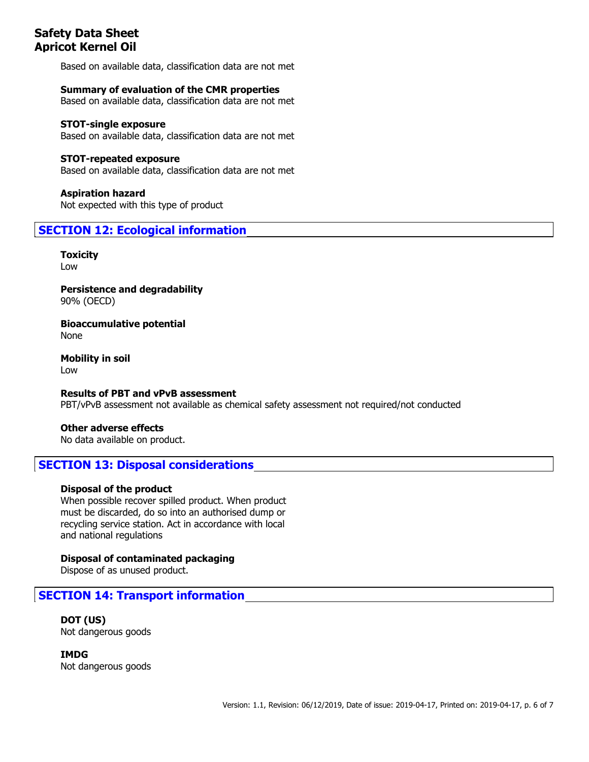Based on available data, classification data are not met

**Summary of evaluation of the CMR properties**
Based on available data, classification data are not met

**STOT-single exposure**
Based on available data, classification data are not met

**STOT-repeated exposure**
Based on available data, classification data are not met

**Aspiration hazard**
Not expected with this type of product

## SECTION 12: Ecological information

**Toxicity**
Low

**Persistence and degradability**
90% (OECD)

**Bioaccumulative potential**
None

**Mobility in soil**
Low

**Results of PBT and vPvB assessment**
PBT/vPvB assessment not available as chemical safety assessment not required/not conducted

**Other adverse effects**
No data available on product.

## SECTION 13: Disposal considerations

**Disposal of the product**
When possible recover spilled product. When product must be discarded, do so into an authorised dump or recycling service station. Act in accordance with local and national regulations

**Disposal of contaminated packaging**
Dispose of as unused product.

## SECTION 14: Transport information

**DOT (US)**
Not dangerous goods

**IMDG**
Not dangerous goods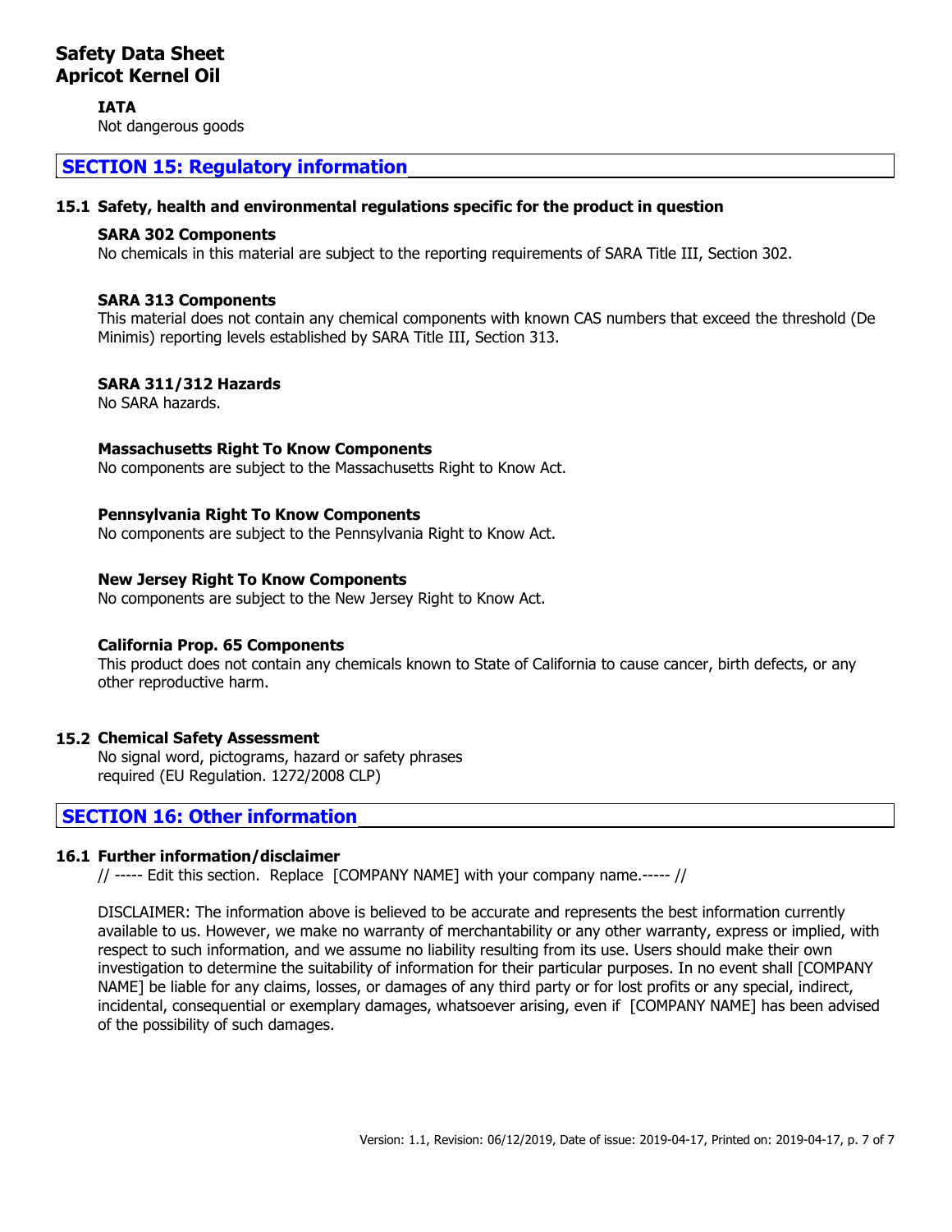**IATA**

Not dangerous goods

## SECTION 15: Regulatory information

### 15.1 Safety, health and environmental regulations specific for the product in question

**SARA 302 Components**

No chemicals in this material are subject to the reporting requirements of SARA Title III, Section 302.

**SARA 313 Components**

This material does not contain any chemical components with known CAS numbers that exceed the threshold (De Minimis) reporting levels established by SARA Title III, Section 313.

**SARA 311/312 Hazards**

No SARA hazards.

**Massachusetts Right To Know Components**

No components are subject to the Massachusetts Right to Know Act.

**Pennsylvania Right To Know Components**

No components are subject to the Pennsylvania Right to Know Act.

**New Jersey Right To Know Components**

No components are subject to the New Jersey Right to Know Act.

**California Prop. 65 Components**

This product does not contain any chemicals known to State of California to cause cancer, birth defects, or any other reproductive harm.

### 15.2 Chemical Safety Assessment

No signal word, pictograms, hazard or safety phrases required (EU Regulation. 1272/2008 CLP)

## SECTION 16: Other information

### 16.1 Further information/disclaimer

// ----- Edit this section. Replace [COMPANY NAME] with your company name.----- //

DISCLAIMER: The information above is believed to be accurate and represents the best information currently available to us. However, we make no warranty of merchantability or any other warranty, express or implied, with respect to such information, and we assume no liability resulting from its use. Users should make their own investigation to determine the suitability of information for their particular purposes. In no event shall [COMPANY NAME] be liable for any claims, losses, or damages of any third party or for lost profits or any special, indirect, incidental, consequential or exemplary damages, whatsoever arising, even if [COMPANY NAME] has been advised of the possibility of such damages.